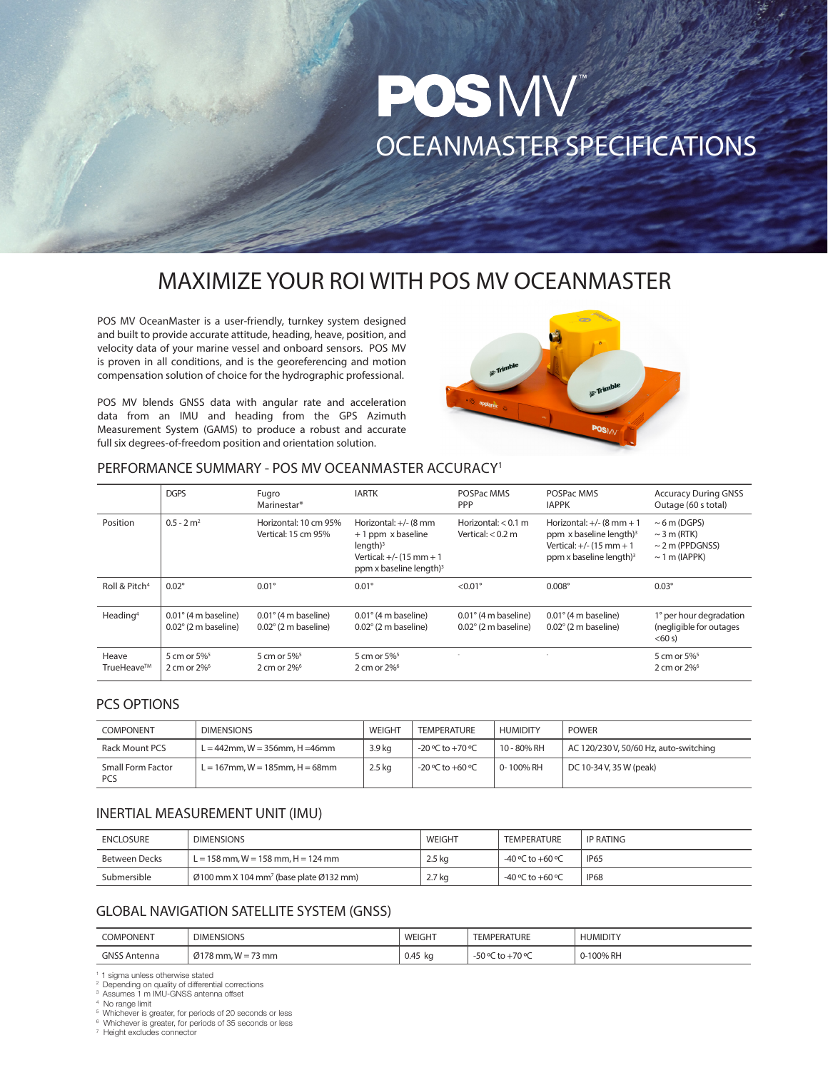# POS MV™

## OCEANMASTER SPECIFICATIONS

## MAXIMIZE YOUR ROI WITH POS MV OCEANMASTER

POS MV OceanMaster is a user-friendly, turnkey system designed and built to provide accurate attitude, heading, heave, position, and velocity data of your marine vessel and onboard sensors. POS MV is proven in all conditions, and is the georeferencing and motion compensation solution of choice for the hydrographic professional.

POS MV blends GNSS data with angular rate and acceleration data from an IMU and heading from the GPS Azimuth Measurement System (GAMS) to produce a robust and accurate full six degrees-of-freedom position and orientation solution.

### PERFORMANCE SUMMARY - POS MV OCEANMASTER ACCURACY[1]

| | DGPS | Fugro Marinestar® | IARTK | POSPac MMS PPP | POSPac MMS IAPPK | Accuracy During GNSS Outage (60 s total) |
|---|---|---|---|---|---|---|
| Position | 0.5 - 2 m[2] | Horizontal: 10 cm 95%<br>Vertical: 15 cm 95% | Horizontal: +/- (8 mm + 1 ppm x baseline length)[3]<br>Vertical: +/- (15 mm + 1 ppm x baseline length)[3] | Horizontal: < 0.1 m<br>Vertical: < 0.2 m | Horizontal: +/- (8 mm + 1 ppm x baseline length)[3]<br>Vertical: +/- (15 mm + 1 ppm x baseline length)[3] | ~ 6 m (DGPS)<br>~ 3 m (RTK)<br>~ 2 m (PPDGNSS)<br>~ 1 m (IAPPK) |
| Roll & Pitch[4] | 0.02° | 0.01° | 0.01° | <0.01° | 0.008° | 0.03° |
| Heading[4] | 0.01° (4 m baseline)<br>0.02° (2 m baseline) | 0.01° (4 m baseline)<br>0.02° (2 m baseline) | 0.01° (4 m baseline)<br>0.02° (2 m baseline) | 0.01° (4 m baseline)<br>0.02° (2 m baseline) | 0.01° (4 m baseline)<br>0.02° (2 m baseline) | 1° per hour degradation (negligible for outages <60 s) |
| Heave TrueHeave™ | 5 cm or 5%[5]<br>2 cm or 2%[6] | 5 cm or 5%[5]<br>2 cm or 2%[6] | 5 cm or 5%[5]<br>2 cm or 2%[6] | - | - | 5 cm or 5%[5]<br>2 cm or 2%[6] |

### PCS OPTIONS

| COMPONENT | DIMENSIONS | WEIGHT | TEMPERATURE | HUMIDITY | POWER |
|---|---|---|---|---|---|
| Rack Mount PCS | L = 442mm, W = 356mm, H =46mm | 3.9 kg | -20 ºC to +70 ºC | 10 - 80% RH | AC 120/230 V, 50/60 Hz, auto-switching |
| Small Form Factor PCS | L = 167mm, W = 185mm, H = 68mm | 2.5 kg | -20 ºC to +60 ºC | 0- 100% RH | DC 10-34 V, 35 W (peak) |

### INERTIAL MEASUREMENT UNIT (IMU)

| ENCLOSURE | DIMENSIONS | WEIGHT | TEMPERATURE | IP RATING |
|---|---|---|---|---|
| Between Decks | L = 158 mm, W = 158 mm, H = 124 mm | 2.5 kg | -40 ºC to +60 ºC | IP65 |
| Submersible | Ø100 mm X 104 mm[7] (base plate Ø132 mm) | 2.7 kg | -40 ºC to +60 ºC | IP68 |

### GLOBAL NAVIGATION SATELLITE SYSTEM (GNSS)

| COMPONENT | DIMENSIONS | WEIGHT | TEMPERATURE | HUMIDITY |
|---|---|---|---|---|
| GNSS Antenna | Ø178 mm, W = 73 mm | 0.45 kg | -50 ºC to +70 ºC | 0-100% RH |

[1] 1 sigma unless otherwise stated
[2] Depending on quality of differential corrections
[3] Assumes 1 m IMU-GNSS antenna offset
[4] No range limit
[5] Whichever is greater, for periods of 20 seconds or less
[6] Whichever is greater, for periods of 35 seconds or less
[7] Height excludes connector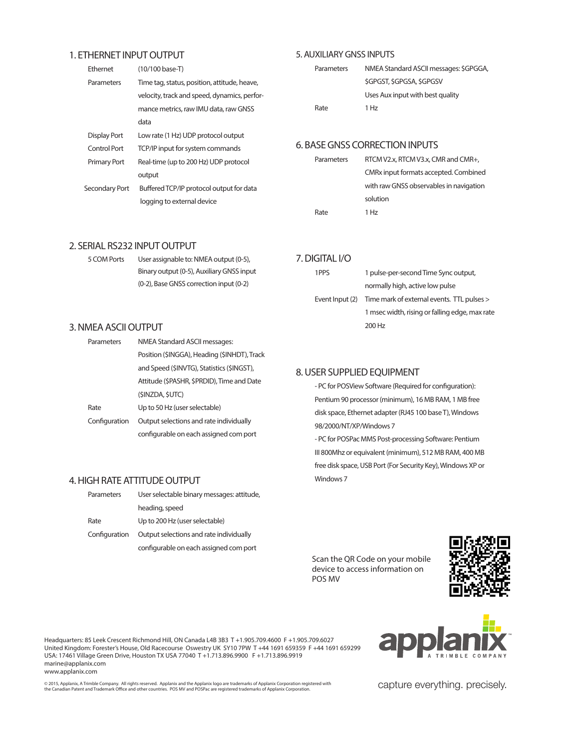## 1. ETHERNET INPUT OUTPUT

| | |
|---|---|
| Ethernet | (10/100 base-T) |
| Parameters | Time tag, status, position, attitude, heave, velocity, track and speed, dynamics, performance metrics, raw IMU data, raw GNSS data |
| Display Port | Low rate (1 Hz) UDP protocol output |
| Control Port | TCP/IP input for system commands |
| Primary Port | Real-time (up to 200 Hz) UDP protocol output |
| Secondary Port | Buffered TCP/IP protocol output for data logging to external device |

## 2. SERIAL RS232 INPUT OUTPUT

| | |
|---|---|
| 5 COM Ports | User assignable to: NMEA output (0-5), Binary output (0-5), Auxiliary GNSS input (0-2), Base GNSS correction input (0-2) |

## 3. NMEA ASCII OUTPUT

| | |
|---|---|
| Parameters | NMEA Standard ASCII messages: Position ($INGGA), Heading ($INHDT), Track and Speed ($INVTG), Statistics ($INGST), Attitude ($PASHR, $PRDID), Time and Date ($INZDA, $UTC) |
| Rate | Up to 50 Hz (user selectable) |
| Configuration | Output selections and rate individually configurable on each assigned com port |

## 4. HIGH RATE ATTITUDE OUTPUT

| | |
|---|---|
| Parameters | User selectable binary messages: attitude, heading, speed |
| Rate | Up to 200 Hz (user selectable) |
| Configuration | Output selections and rate individually configurable on each assigned com port |

## 5. AUXILIARY GNSS INPUTS

| | |
|---|---|
| Parameters | NMEA Standard ASCII messages: $GPGGA, $GPGST, $GPGSA, $GPGSV<br>Uses Aux input with best quality |
| Rate | 1 Hz |

## 6. BASE GNSS CORRECTION INPUTS

| | |
|---|---|
| Parameters | RTCM V2.x, RTCM V3.x, CMR and CMR+, CMRx input formats accepted. Combined with raw GNSS observables in navigation solution |
| Rate | 1 Hz |

## 7. DIGITAL I/O

| | |
|---|---|
| 1PPS | 1 pulse-per-second Time Sync output, normally high, active low pulse |
| Event Input (2) | Time mark of external events. TTL pulses > 1 msec width, rising or falling edge, max rate 200 Hz |

## 8. USER SUPPLIED EQUIPMENT

- PC for POSView Software (Required for configuration): Pentium 90 processor (minimum), 16 MB RAM, 1 MB free disk space, Ethernet adapter (RJ45 100 base T), Windows 98/2000/NT/XP/Windows 7
- PC for POSPac MMS Post-processing Software: Pentium III 800Mhz or equivalent (minimum), 512 MB RAM, 400 MB free disk space, USB Port (For Security Key), Windows XP or Windows 7

Scan the QR Code on your mobile device to access information on POS MV

Headquarters: 85 Leek Crescent Richmond Hill, ON Canada L4B 3B3 T +1.905.709.4600 F +1.905.709.6027
United Kingdom: Forester's House, Old Racecourse Oswestry UK SY10 7PW T +44 1691 659359 F +44 1691 659299
USA: 17461 Village Green Drive, Houston TX USA 77040 T +1.713.896.9900 F +1.713.896.9919
marine@applanix.com
www.applanix.com

© 2015, Applanix, A Trimble Company. All rights reserved. Applanix and the Applanix logo are trademarks of Applanix Corporation registered with the Canadian Patent and Trademark Office and other countries. POS MV and POSPac are registered trademarks of Applanix Corporation.

applanix A TRIMBLE COMPANY

capture everything. precisely.